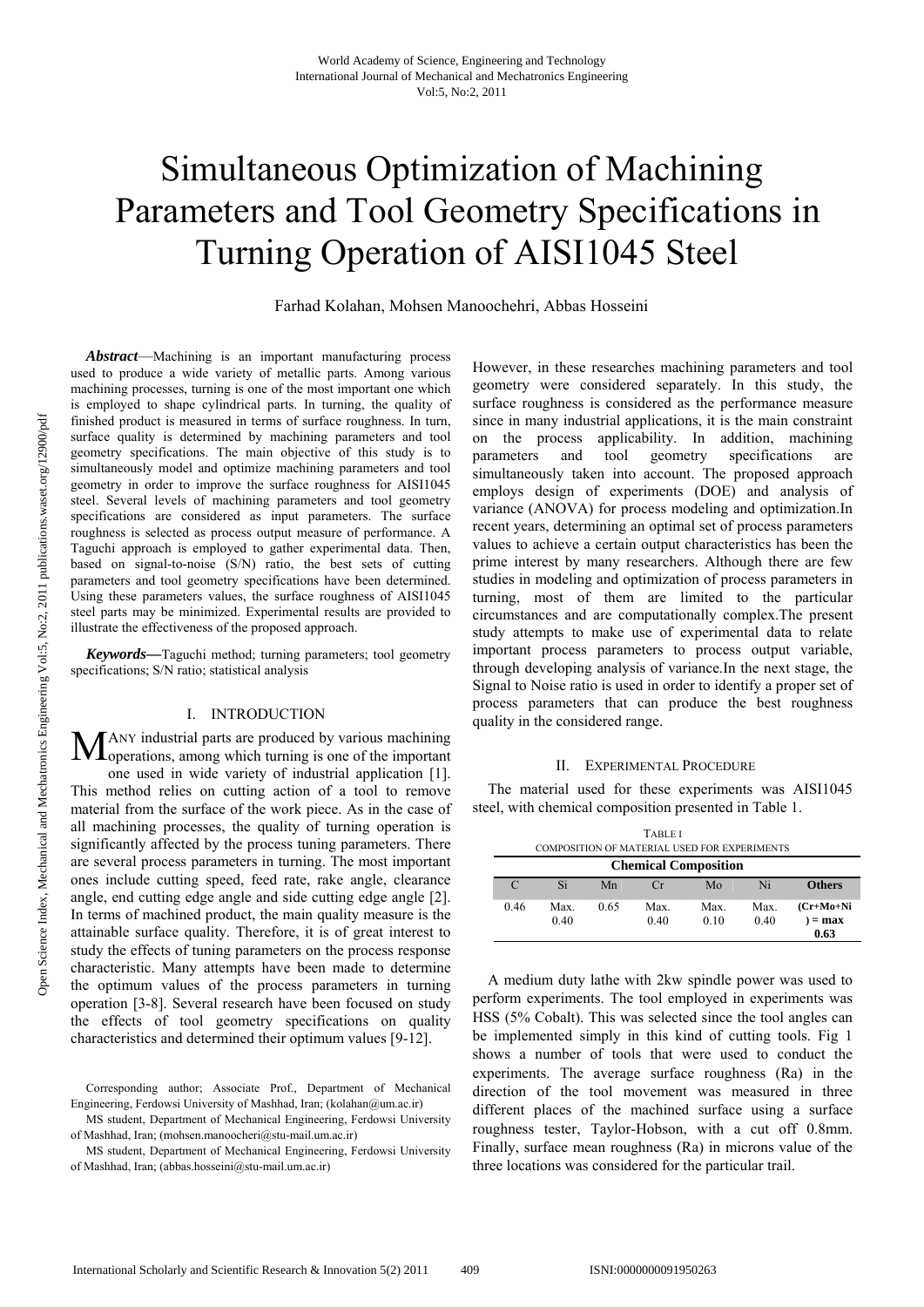# Simultaneous Optimization of Machining Parameters and Tool Geometry Specifications in Turning Operation of AISI1045 Steel

Farhad Kolahan, Mohsen Manoochehri, Abbas Hosseini

***Abstract*****—**Machining is an important manufacturing process used to produce a wide variety of metallic parts. Among various machining processes, turning is one of the most important one which is employed to shape cylindrical parts. In turning, the quality of finished product is measured in terms of surface roughness. In turn, surface quality is determined by machining parameters and tool geometry specifications. The main objective of this study is to simultaneously model and optimize machining parameters and tool geometry in order to improve the surface roughness for AISI1045 steel. Several levels of machining parameters and tool geometry specifications are considered as input parameters. The surface roughness is selected as process output measure of performance. A Taguchi approach is employed to gather experimental data. Then, based on signal-to-noise (S/N) ratio, the best sets of cutting parameters and tool geometry specifications have been determined. Using these parameters values, the surface roughness of AISI1045 steel parts may be minimized. Experimental results are provided to illustrate the effectiveness of the proposed approach.

***Keywords*****—**Taguchi method; turning parameters; tool geometry specifications; S/N ratio; statistical analysis

## I. INTRODUCTION

MANY industrial parts are produced by various machining operations, among which turning is one of the important one used in wide variety of industrial application [1]. This method relies on cutting action of a tool to remove material from the surface of the work piece. As in the case of all machining processes, the quality of turning operation is significantly affected by the process tuning parameters. There are several process parameters in turning. The most important ones include cutting speed, feed rate, rake angle, clearance angle, end cutting edge angle and side cutting edge angle [2]. In terms of machined product, the main quality measure is the attainable surface quality. Therefore, it is of great interest to study the effects of tuning parameters on the process response characteristic. Many attempts have been made to determine the optimum values of the process parameters in turning operation [3-8]. Several research have been focused on study the effects of tool geometry specifications on quality characteristics and determined their optimum values [9-12].

Corresponding author; Associate Prof., Department of Mechanical Engineering, Ferdowsi University of Mashhad, Iran; (kolahan@um.ac.ir)

MS student, Department of Mechanical Engineering, Ferdowsi University of Mashhad, Iran; (mohsen.manoocheri@stu-mail.um.ac.ir)

MS student, Department of Mechanical Engineering, Ferdowsi University of Mashhad, Iran; (abbas.hosseini@stu-mail.um.ac.ir)

However, in these researches machining parameters and tool geometry were considered separately. In this study, the surface roughness is considered as the performance measure since in many industrial applications, it is the main constraint on the process applicability. In addition, machining parameters and tool geometry specifications are simultaneously taken into account. The proposed approach employs design of experiments (DOE) and analysis of variance (ANOVA) for process modeling and optimization.In recent years, determining an optimal set of process parameters values to achieve a certain output characteristics has been the prime interest by many researchers. Although there are few studies in modeling and optimization of process parameters in turning, most of them are limited to the particular circumstances and are computationally complex.The present study attempts to make use of experimental data to relate important process parameters to process output variable, through developing analysis of variance.In the next stage, the Signal to Noise ratio is used in order to identify a proper set of process parameters that can produce the best roughness quality in the considered range.

## II. EXPERIMENTAL PROCEDURE

The material used for these experiments was AISI1045 steel, with chemical composition presented in Table 1.

TABLE I
COMPOSITION OF MATERIAL USED FOR EXPERIMENTS

| Chemical Composition | | | | | | |
|---|---|---|---|---|---|---|
| C | Si | Mn | Cr | Mo | Ni | **Others** |
| 0.46 | Max. 0.40 | 0.65 | Max. 0.40 | Max. 0.10 | Max. 0.40 | **(Cr+Mo+Ni) = max 0.63** |

A medium duty lathe with 2kw spindle power was used to perform experiments. The tool employed in experiments was HSS (5% Cobalt). This was selected since the tool angles can be implemented simply in this kind of cutting tools. Fig 1 shows a number of tools that were used to conduct the experiments. The average surface roughness (Ra) in the direction of the tool movement was measured in three different places of the machined surface using a surface roughness tester, Taylor-Hobson, with a cut off 0.8mm. Finally, surface mean roughness (Ra) in microns value of the three locations was considered for the particular trail.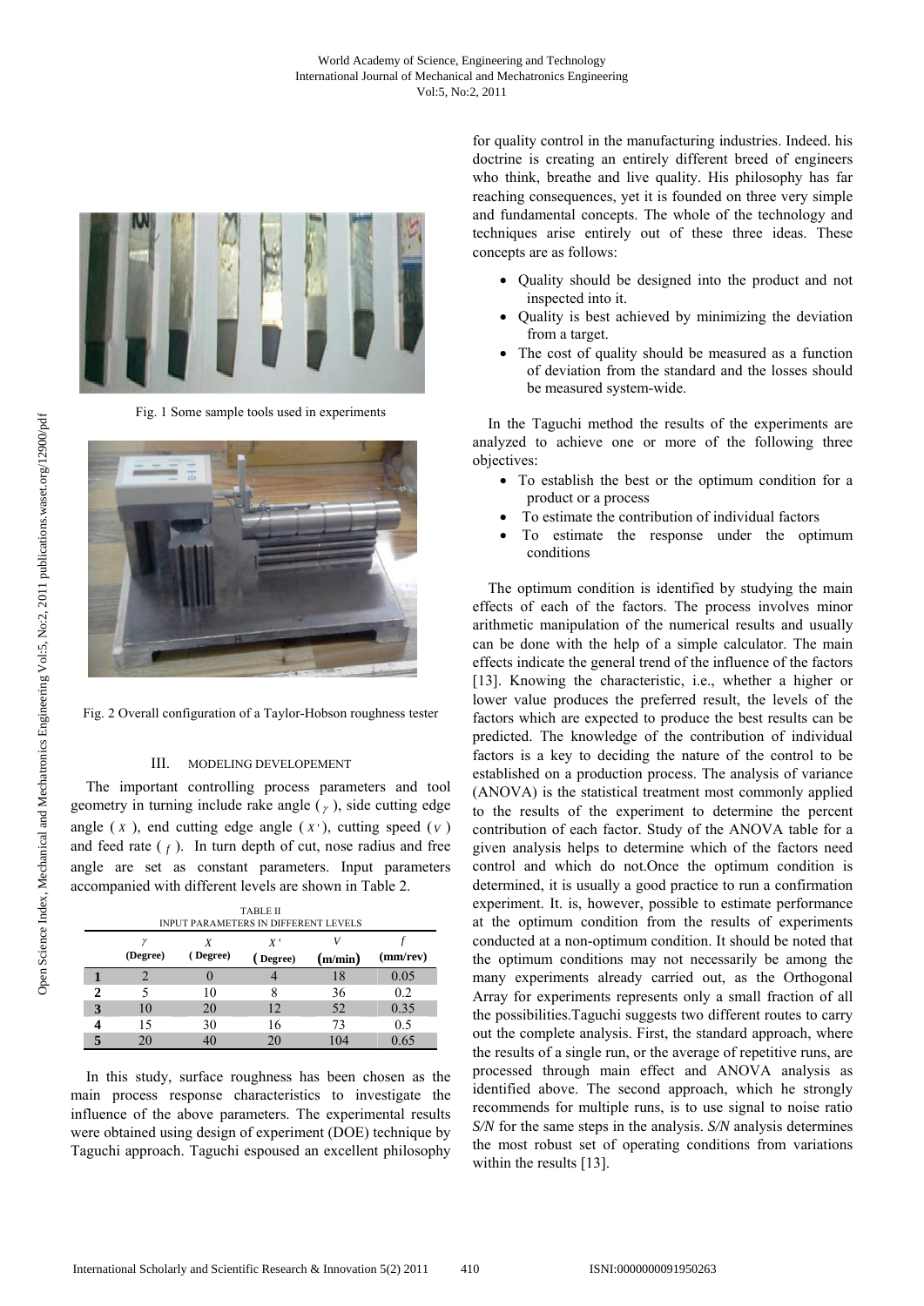Fig. 1 Some sample tools used in experiments

Fig. 2 Overall configuration of a Taylor-Hobson roughness tester

## III. MODELING DEVELOPEMENT

The important controlling process parameters and tool geometry in turning include rake angle ($\gamma$), side cutting edge angle ($\chi$), end cutting edge angle ($\chi'$), cutting speed ($V$) and feed rate ($f$). In turn depth of cut, nose radius and free angle are set as constant parameters. Input parameters accompanied with different levels are shown in Table 2.

TABLE II
INPUT PARAMETERS IN DIFFERENT LEVELS

| | $\gamma$ (Degree) | $\chi$ (Degree) | $\chi'$ (Degree) | $V$ (m/min) | $f$ (mm/rev) |
|---|---|---|---|---|---|
| **1** | 2 | 0 | 4 | 18 | 0.05 |
| **2** | 5 | 10 | 8 | 36 | 0.2 |
| **3** | 10 | 20 | 12 | 52 | 0.35 |
| **4** | 15 | 30 | 16 | 73 | 0.5 |
| **5** | 20 | 40 | 20 | 104 | 0.65 |

In this study, surface roughness has been chosen as the main process response characteristics to investigate the influence of the above parameters. The experimental results were obtained using design of experiment (DOE) technique by Taguchi approach. Taguchi espoused an excellent philosophy for quality control in the manufacturing industries. Indeed. his doctrine is creating an entirely different breed of engineers who think, breathe and live quality. His philosophy has far reaching consequences, yet it is founded on three very simple and fundamental concepts. The whole of the technology and techniques arise entirely out of these three ideas. These concepts are as follows:

- Quality should be designed into the product and not inspected into it.
- Quality is best achieved by minimizing the deviation from a target.
- The cost of quality should be measured as a function of deviation from the standard and the losses should be measured system-wide.

In the Taguchi method the results of the experiments are analyzed to achieve one or more of the following three objectives:

- To establish the best or the optimum condition for a product or a process
- To estimate the contribution of individual factors
- To estimate the response under the optimum conditions

The optimum condition is identified by studying the main effects of each of the factors. The process involves minor arithmetic manipulation of the numerical results and usually can be done with the help of a simple calculator. The main effects indicate the general trend of the influence of the factors [13]. Knowing the characteristic, i.e., whether a higher or lower value produces the preferred result, the levels of the factors which are expected to produce the best results can be predicted. The knowledge of the contribution of individual factors is a key to deciding the nature of the control to be established on a production process. The analysis of variance (ANOVA) is the statistical treatment most commonly applied to the results of the experiment to determine the percent contribution of each factor. Study of the ANOVA table for a given analysis helps to determine which of the factors need control and which do not.Once the optimum condition is determined, it is usually a good practice to run a confirmation experiment. It. is, however, possible to estimate performance at the optimum condition from the results of experiments conducted at a non-optimum condition. It should be noted that the optimum conditions may not necessarily be among the many experiments already carried out, as the Orthogonal Array for experiments represents only a small fraction of all the possibilities.Taguchi suggests two different routes to carry out the complete analysis. First, the standard approach, where the results of a single run, or the average of repetitive runs, are processed through main effect and ANOVA analysis as identified above. The second approach, which he strongly recommends for multiple runs, is to use signal to noise ratio *S/N* for the same steps in the analysis. *S/N* analysis determines the most robust set of operating conditions from variations within the results [13].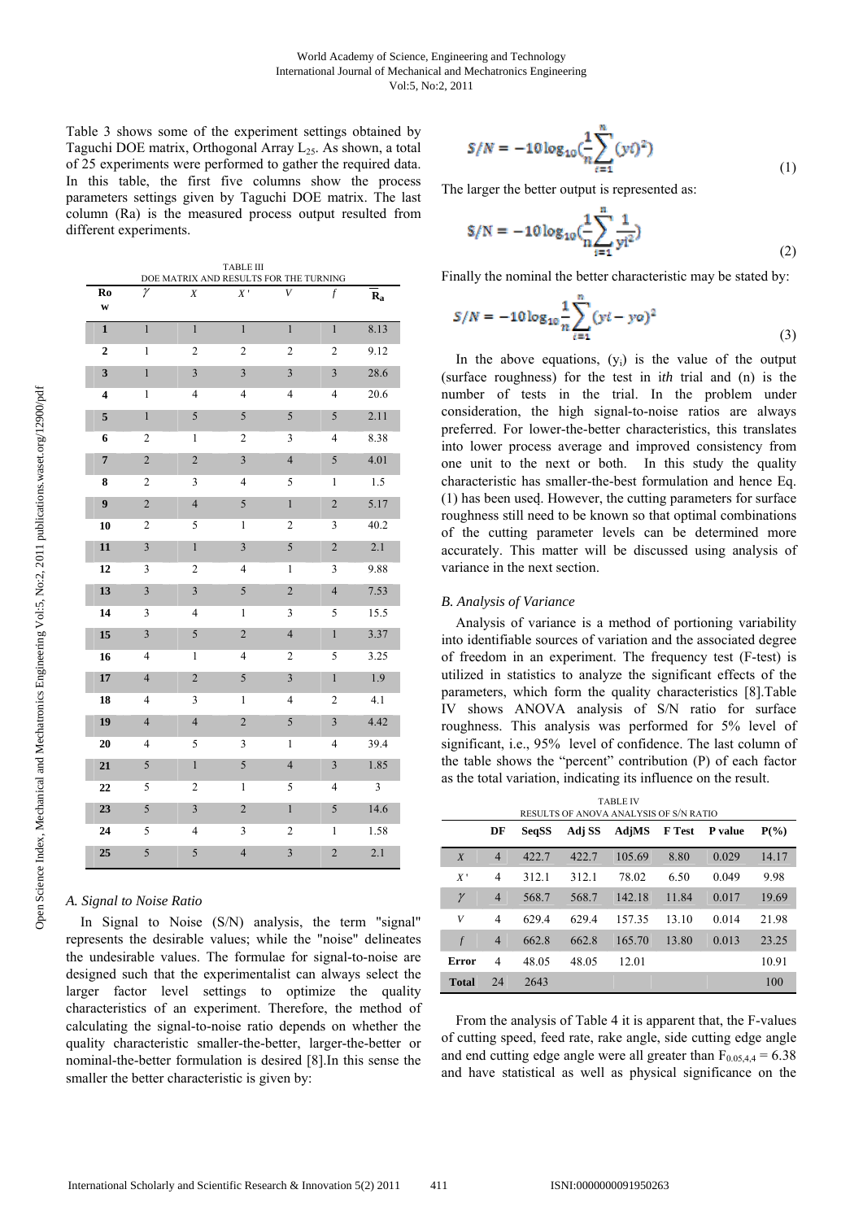Table 3 shows some of the experiment settings obtained by Taguchi DOE matrix, Orthogonal Array $L_{25}$. As shown, a total of 25 experiments were performed to gather the required data. In this table, the first five columns show the process parameters settings given by Taguchi DOE matrix. The last column (Ra) is the measured process output resulted from different experiments.

TABLE III
DOE MATRIX AND RESULTS FOR THE TURNING

| Row | $\gamma$ | $X$ | $X'$ | $V$ | $f$ | $\overline{R}_a$ |
|---|---|---|---|---|---|---|
| 1 | 1 | 1 | 1 | 1 | 1 | 8.13 |
| 2 | 1 | 2 | 2 | 2 | 2 | 9.12 |
| 3 | 1 | 3 | 3 | 3 | 3 | 28.6 |
| 4 | 1 | 4 | 4 | 4 | 4 | 20.6 |
| 5 | 1 | 5 | 5 | 5 | 5 | 2.11 |
| 6 | 2 | 1 | 2 | 3 | 4 | 8.38 |
| 7 | 2 | 2 | 3 | 4 | 5 | 4.01 |
| 8 | 2 | 3 | 4 | 5 | 1 | 1.5 |
| 9 | 2 | 4 | 5 | 1 | 2 | 5.17 |
| 10 | 2 | 5 | 1 | 2 | 3 | 40.2 |
| 11 | 3 | 1 | 3 | 5 | 2 | 2.1 |
| 12 | 3 | 2 | 4 | 1 | 3 | 9.88 |
| 13 | 3 | 3 | 5 | 2 | 4 | 7.53 |
| 14 | 3 | 4 | 1 | 3 | 5 | 15.5 |
| 15 | 3 | 5 | 2 | 4 | 1 | 3.37 |
| 16 | 4 | 1 | 4 | 2 | 5 | 3.25 |
| 17 | 4 | 2 | 5 | 3 | 1 | 1.9 |
| 18 | 4 | 3 | 1 | 4 | 2 | 4.1 |
| 19 | 4 | 4 | 2 | 5 | 3 | 4.42 |
| 20 | 4 | 5 | 3 | 1 | 4 | 39.4 |
| 21 | 5 | 1 | 5 | 4 | 3 | 1.85 |
| 22 | 5 | 2 | 1 | 5 | 4 | 3 |
| 23 | 5 | 3 | 2 | 1 | 5 | 14.6 |
| 24 | 5 | 4 | 3 | 2 | 1 | 1.58 |
| 25 | 5 | 5 | 4 | 3 | 2 | 2.1 |

## A. Signal to Noise Ratio

In Signal to Noise (S/N) analysis, the term "signal" represents the desirable values; while the "noise" delineates the undesirable values. The formulae for signal-to-noise are designed such that the experimentalist can always select the larger factor level settings to optimize the quality characteristics of an experiment. Therefore, the method of calculating the signal-to-noise ratio depends on whether the quality characteristic smaller-the-better, larger-the-better or nominal-the-better formulation is desired [8].In this sense the smaller the better characteristic is given by:

$$S/N = -10\log_{10}\left(\frac{1}{n}\sum_{i=1}^{n}(yi)^2\right) \tag{1}$$

The larger the better output is represented as:

$$S/N = -10\log_{10}\left(\frac{1}{n}\sum_{i=1}^{n}\frac{1}{yi^2}\right) \tag{2}$$

Finally the nominal the better characteristic may be stated by:

$$S/N = -10\log_{10}\frac{1}{n}\sum_{i=1}^{n}(yi - yo)^2 \tag{3}$$

In the above equations, ($y_i$) is the value of the output (surface roughness) for the test in *i*th trial and (n) is the number of tests in the trial. In the problem under consideration, the high signal-to-noise ratios are always preferred. For lower-the-better characteristics, this translates into lower process average and improved consistency from one unit to the next or both. In this study the quality characteristic has smaller-the-best formulation and hence Eq. (1) has been used. However, the cutting parameters for surface roughness still need to be known so that optimal combinations of the cutting parameter levels can be determined more accurately. This matter will be discussed using analysis of variance in the next section.

## B. Analysis of Variance

Analysis of variance is a method of portioning variability into identifiable sources of variation and the associated degree of freedom in an experiment. The frequency test (F-test) is utilized in statistics to analyze the significant effects of the parameters, which form the quality characteristics [8].Table IV shows ANOVA analysis of S/N ratio for surface roughness. This analysis was performed for 5% level of significant, i.e., 95% level of confidence. The last column of the table shows the "percent" contribution (P) of each factor as the total variation, indicating its influence on the result.

TABLE IV
RESULTS OF ANOVA ANALYSIS OF S/N RATIO

| | DF | SeqSS | Adj SS | AdjMS | F Test | P value | P(%) |
|---|---|---|---|---|---|---|---|
| $X$ | 4 | 422.7 | 422.7 | 105.69 | 8.80 | 0.029 | 14.17 |
| $X'$ | 4 | 312.1 | 312.1 | 78.02 | 6.50 | 0.049 | 9.98 |
| $\gamma$ | 4 | 568.7 | 568.7 | 142.18 | 11.84 | 0.017 | 19.69 |
| $V$ | 4 | 629.4 | 629.4 | 157.35 | 13.10 | 0.014 | 21.98 |
| $f$ | 4 | 662.8 | 662.8 | 165.70 | 13.80 | 0.013 | 23.25 |
| **Error** | 4 | 48.05 | 48.05 | 12.01 | | | 10.91 |
| **Total** | 24 | 2643 | | | | | 100 |

From the analysis of Table 4 it is apparent that, the F-values of cutting speed, feed rate, rake angle, side cutting edge angle and end cutting edge angle were all greater than $F_{0.05,4,4} = 6.38$ and have statistical as well as physical significance on the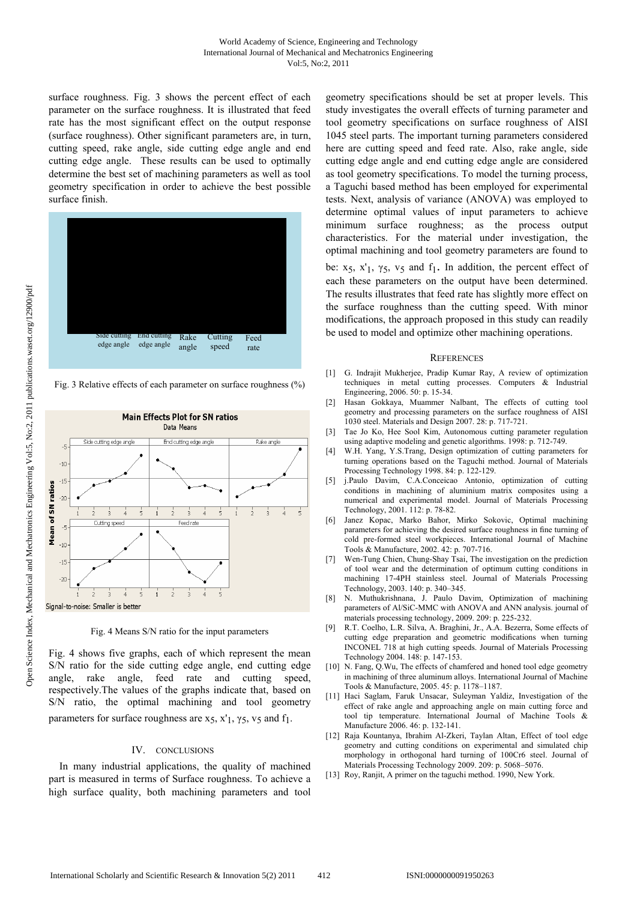surface roughness. Fig. 3 shows the percent effect of each parameter on the surface roughness. It is illustrated that feed rate has the most significant effect on the output response (surface roughness). Other significant parameters are, in turn, cutting speed, rake angle, side cutting edge angle and end cutting edge angle. These results can be used to optimally determine the best set of machining parameters as well as tool geometry specification in order to achieve the best possible surface finish.

Side cutting edge angle
End cutting edge angle
Rake angle
Cutting speed
Feed rate

Fig. 3 Relative effects of each parameter on surface roughness (%)

Main Effects Plot for SN ratios
Data Means

Side cutting edge angle
End cutting edge angle
Rake angle
Cutting speed
Feed rate

Mean of SN ratios

-5
-10
-15
-20

1 2 3 4 5

Signal-to-noise: Smaller is better

Fig. 4 Means S/N ratio for the input parameters

Fig. 4 shows five graphs, each of which represent the mean S/N ratio for the side cutting edge angle, end cutting edge angle, rake angle, feed rate and cutting speed, respectively.The values of the graphs indicate that, based on S/N ratio, the optimal machining and tool geometry parameters for surface roughness are $x_5$, $x'_1$, $\gamma_5$, $v_5$ and $f_1$.

## IV. CONCLUSIONS

In many industrial applications, the quality of machined part is measured in terms of Surface roughness. To achieve a high surface quality, both machining parameters and tool geometry specifications should be set at proper levels. This study investigates the overall effects of turning parameter and tool geometry specifications on surface roughness of AISI 1045 steel parts. The important turning parameters considered here are cutting speed and feed rate. Also, rake angle, side cutting edge angle and end cutting edge angle are considered as tool geometry specifications. To model the turning process, a Taguchi based method has been employed for experimental tests. Next, analysis of variance (ANOVA) was employed to determine optimal values of input parameters to achieve minimum surface roughness; as the process output characteristics. For the material under investigation, the optimal machining and tool geometry parameters are found to be: $x_5$, $x'_1$, $\gamma_5$, $v_5$ and $f_1$. In addition, the percent effect of each these parameters on the output have been determined. The results illustrates that feed rate has slightly more effect on the surface roughness than the cutting speed. With minor modifications, the approach proposed in this study can readily be used to model and optimize other machining operations.

## REFERENCES

[1] G. Indrajit Mukherjee, Pradip Kumar Ray, A review of optimization techniques in metal cutting processes. Computers & Industrial Engineering, 2006. 50: p. 15-34.

[2] Hasan Gokkaya, Muammer Nalbant, The effects of cutting tool geometry and processing parameters on the surface roughness of AISI 1030 steel. Materials and Design 2007. 28: p. 717-721.

[3] Tae Jo Ko, Hee Sool Kim, Autonomous cutting parameter regulation using adaptive modeling and genetic algorithms. 1998: p. 712-749.

[4] W.H. Yang, Y.S.Trang, Design optimization of cutting parameters for turning operations based on the Taguchi method. Journal of Materials Processing Technology 1998. 84: p. 122-129.

[5] j.Paulo Davim, C.A.Conceicao Antonio, optimization of cutting conditions in machining of aluminium matrix composites using a numerical and experimental model. Journal of Materials Processing Technology, 2001. 112: p. 78-82.

[6] Janez Kopac, Marko Bahor, Mirko Sokovic, Optimal machining parameters for achieving the desired surface roughness in fine turning of cold pre-formed steel workpieces. International Journal of Machine Tools & Manufacture, 2002. 42: p. 707-716.

[7] Wen-Tung Chien, Chung-Shay Tsai, The investigation on the prediction of tool wear and the determination of optimum cutting conditions in machining 17-4PH stainless steel. Journal of Materials Processing Technology, 2003. 140: p. 340–345.

[8] N. Muthukrishnana, J. Paulo Davim, Optimization of machining parameters of Al/SiC-MMC with ANOVA and ANN analysis. journal of materials processing technology, 2009. 209: p. 225-232.

[9] R.T. Coelho, L.R. Silva, A. Braghini, Jr., A.A. Bezerra, Some effects of cutting edge preparation and geometric modifications when turning INCONEL 718 at high cutting speeds. Journal of Materials Processing Technology 2004. 148: p. 147-153.

[10] N. Fang, Q.Wu, The effects of chamfered and honed tool edge geometry in machining of three aluminum alloys. International Journal of Machine Tools & Manufacture, 2005. 45: p. 1178–1187.

[11] Haci Saglam, Faruk Unsacar, Suleyman Yaldiz, Investigation of the effect of rake angle and approaching angle on main cutting force and tool tip temperature. International Journal of Machine Tools & Manufacture 2006. 46: p. 132-141.

[12] Raja Kountanya, Ibrahim Al-Zkeri, Taylan Altan, Effect of tool edge geometry and cutting conditions on experimental and simulated chip morphology in orthogonal hard turning of 100Cr6 steel. Journal of Materials Processing Technology 2009. 209: p. 5068–5076.

[13] Roy, Ranjit, A primer on the taguchi method. 1990, New York.